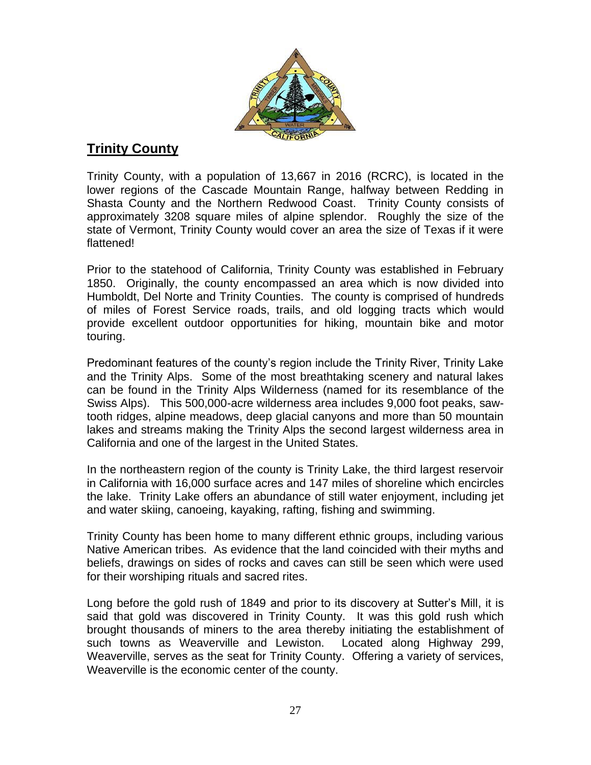## Trinity County

Trinity County, with a population of 13,667 in 2016 (RCRC), is located in the lower regions of the Cascade Mountain Range, halfway between Redding in Shasta County and the Northern Redwood Coast. Trinity County consists of approximately 3208 square miles of alpine splendor. Roughly the size of the state of Vermont, Trinity County would cover an area the size of Texas if it were flattened!

Prior to the statehood of California, Trinity County was established in February 1850. Originally, the county encompassed an area which is now divided into Humboldt, Del Norte and Trinity Counties. The county is comprised of hundreds of miles of Forest Service roads, trails, and old logging tracts which would provide excellent outdoor opportunities for hiking, mountain bike and motor touring.

Predominant features of the county's region include the Trinity River, Trinity Lake and the Trinity Alps. Some of the most breathtaking scenery and natural lakes can be found in the Trinity Alps Wilderness (named for its resemblance of the Swiss Alps). This 500,000-acre wilderness area includes 9,000 foot peaks, saw-tooth ridges, alpine meadows, deep glacial canyons and more than 50 mountain lakes and streams making the Trinity Alps the second largest wilderness area in California and one of the largest in the United States.

In the northeastern region of the county is Trinity Lake, the third largest reservoir in California with 16,000 surface acres and 147 miles of shoreline which encircles the lake. Trinity Lake offers an abundance of still water enjoyment, including jet and water skiing, canoeing, kayaking, rafting, fishing and swimming.

Trinity County has been home to many different ethnic groups, including various Native American tribes. As evidence that the land coincided with their myths and beliefs, drawings on sides of rocks and caves can still be seen which were used for their worshiping rituals and sacred rites.

Long before the gold rush of 1849 and prior to its discovery at Sutter's Mill, it is said that gold was discovered in Trinity County. It was this gold rush which brought thousands of miners to the area thereby initiating the establishment of such towns as Weaverville and Lewiston. Located along Highway 299, Weaverville, serves as the seat for Trinity County. Offering a variety of services, Weaverville is the economic center of the county.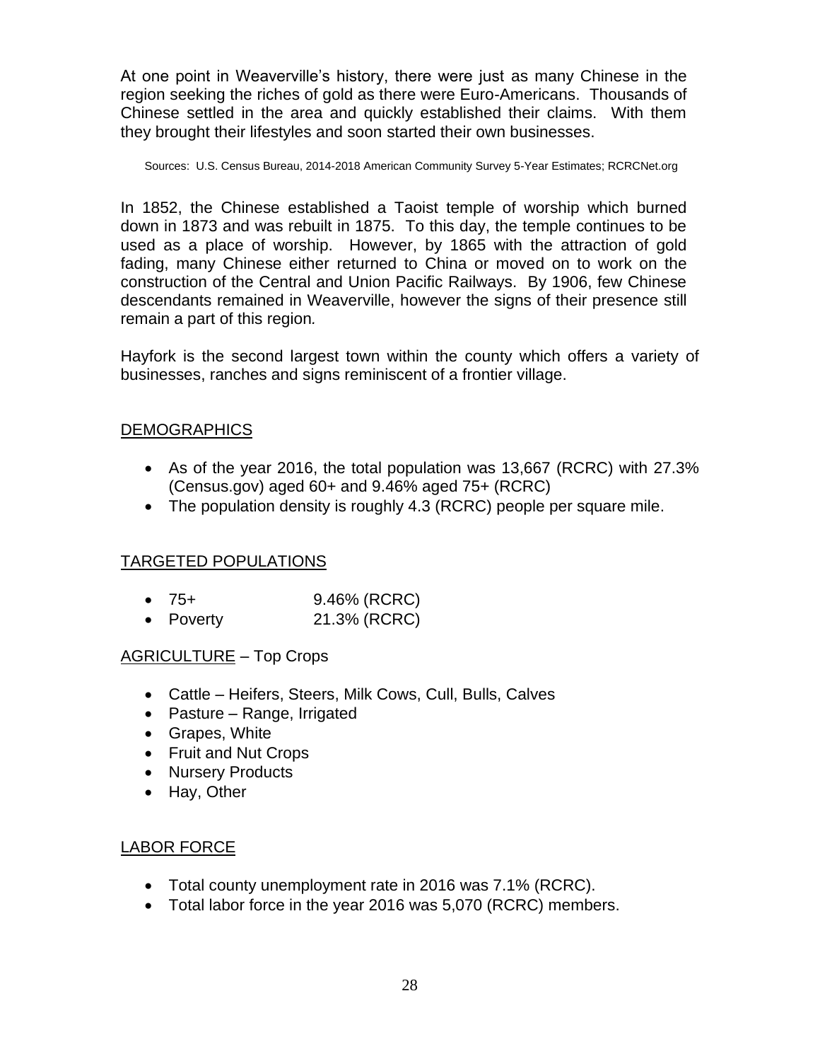At one point in Weaverville's history, there were just as many Chinese in the region seeking the riches of gold as there were Euro-Americans. Thousands of Chinese settled in the area and quickly established their claims. With them they brought their lifestyles and soon started their own businesses.

Sources: U.S. Census Bureau, 2014-2018 American Community Survey 5-Year Estimates; RCRCNet.org

In 1852, the Chinese established a Taoist temple of worship which burned down in 1873 and was rebuilt in 1875. To this day, the temple continues to be used as a place of worship. However, by 1865 with the attraction of gold fading, many Chinese either returned to China or moved on to work on the construction of the Central and Union Pacific Railways. By 1906, few Chinese descendants remained in Weaverville, however the signs of their presence still remain a part of this region.

Hayfork is the second largest town within the county which offers a variety of businesses, ranches and signs reminiscent of a frontier village.

## DEMOGRAPHICS

- As of the year 2016, the total population was 13,667 (RCRC) with 27.3% (Census.gov) aged 60+ and 9.46% aged 75+ (RCRC)
- The population density is roughly 4.3 (RCRC) people per square mile.

## TARGETED POPULATIONS

- 75+ 9.46% (RCRC)
- Poverty 21.3% (RCRC)

## AGRICULTURE – Top Crops

- Cattle – Heifers, Steers, Milk Cows, Cull, Bulls, Calves
- Pasture – Range, Irrigated
- Grapes, White
- Fruit and Nut Crops
- Nursery Products
- Hay, Other

## LABOR FORCE

- Total county unemployment rate in 2016 was 7.1% (RCRC).
- Total labor force in the year 2016 was 5,070 (RCRC) members.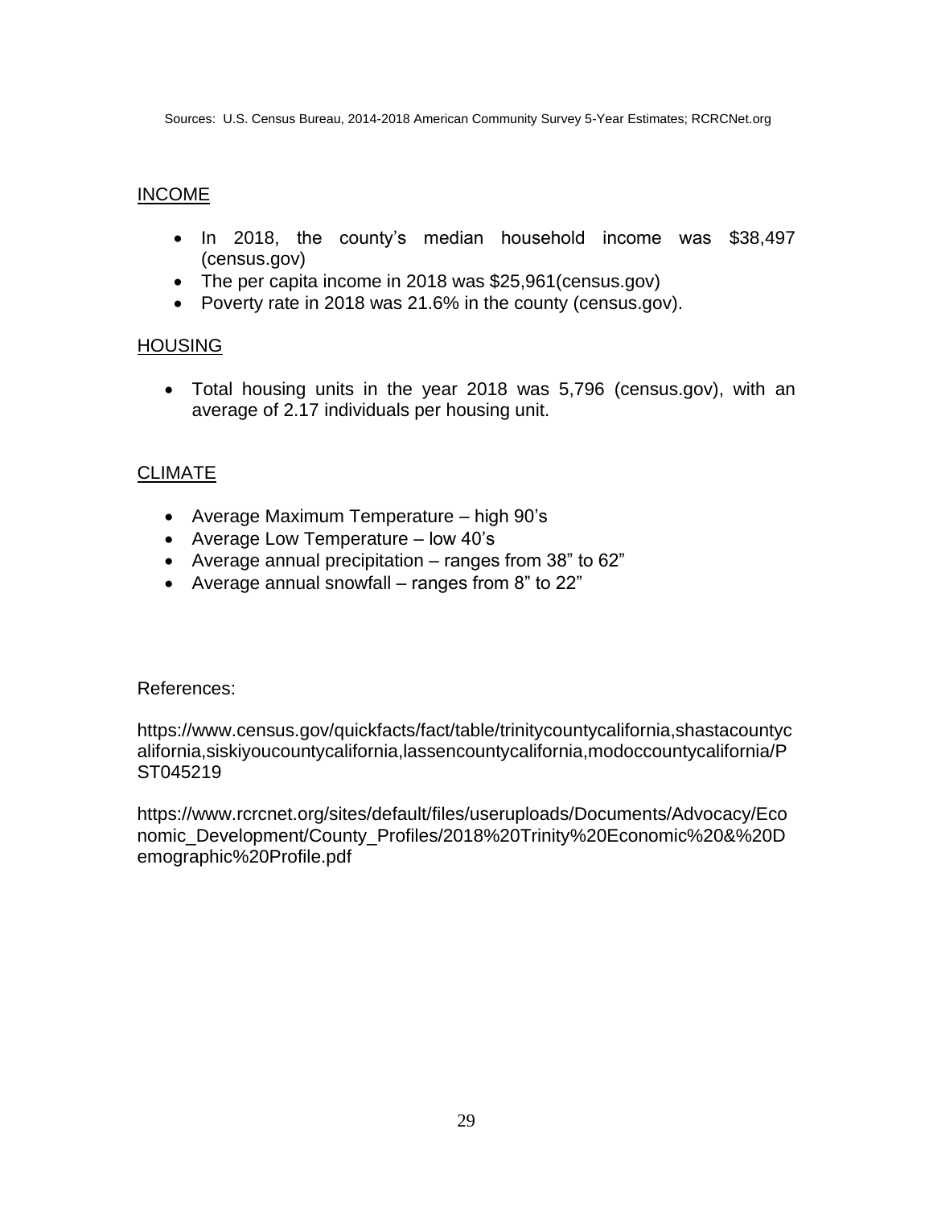Sources: U.S. Census Bureau, 2014-2018 American Community Survey 5-Year Estimates; RCRCNet.org

## INCOME

- In 2018, the county's median household income was $38,497 (census.gov)
- The per capita income in 2018 was $25,961(census.gov)
- Poverty rate in 2018 was 21.6% in the county (census.gov).

## HOUSING

- Total housing units in the year 2018 was 5,796 (census.gov), with an average of 2.17 individuals per housing unit.

## CLIMATE

- Average Maximum Temperature – high 90's
- Average Low Temperature – low 40's
- Average annual precipitation – ranges from 38" to 62"
- Average annual snowfall – ranges from 8" to 22"

References:

https://www.census.gov/quickfacts/fact/table/trinitycountycalifornia,shastacountycalifornia,siskiyoucountycalifornia,lassencountycalifornia,modoccountycalifornia/PST045219

https://www.rcrcnet.org/sites/default/files/useruploads/Documents/Advocacy/Economic_Development/County_Profiles/2018%20Trinity%20Economic%20&%20Demographic%20Profile.pdf